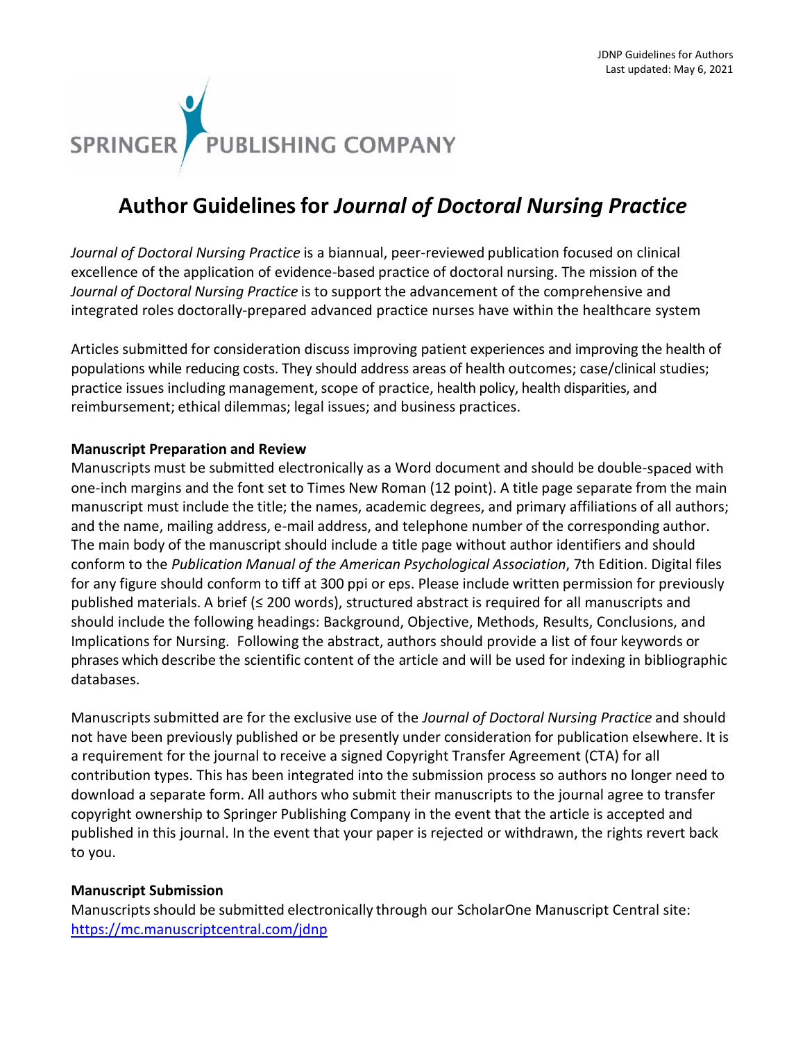# Author Guidelines for *Journal of Doctoral Nursing Practice*

*Journal of Doctoral Nursing Practice* is a biannual, peer-reviewed publication focused on clinical excellence of the application of evidence-based practice of doctoral nursing. The mission of the *Journal of Doctoral Nursing Practice* is to support the advancement of the comprehensive and integrated roles doctorally-prepared advanced practice nurses have within the healthcare system

Articles submitted for consideration discuss improving patient experiences and improving the health of populations while reducing costs. They should address areas of health outcomes; case/clinical studies; practice issues including management, scope of practice, health policy, health disparities, and reimbursement; ethical dilemmas; legal issues; and business practices.

**Manuscript Preparation and Review**

Manuscripts must be submitted electronically as a Word document and should be double-spaced with one-inch margins and the font set to Times New Roman (12 point). A title page separate from the main manuscript must include the title; the names, academic degrees, and primary affiliations of all authors; and the name, mailing address, e-mail address, and telephone number of the corresponding author. The main body of the manuscript should include a title page without author identifiers and should conform to the *Publication Manual of the American Psychological Association*, 7th Edition. Digital files for any figure should conform to tiff at 300 ppi or eps. Please include written permission for previously published materials. A brief (≤ 200 words), structured abstract is required for all manuscripts and should include the following headings: Background, Objective, Methods, Results, Conclusions, and Implications for Nursing. Following the abstract, authors should provide a list of four keywords or phrases which describe the scientific content of the article and will be used for indexing in bibliographic databases.

Manuscripts submitted are for the exclusive use of the *Journal of Doctoral Nursing Practice* and should not have been previously published or be presently under consideration for publication elsewhere. It is a requirement for the journal to receive a signed Copyright Transfer Agreement (CTA) for all contribution types. This has been integrated into the submission process so authors no longer need to download a separate form. All authors who submit their manuscripts to the journal agree to transfer copyright ownership to Springer Publishing Company in the event that the article is accepted and published in this journal. In the event that your paper is rejected or withdrawn, the rights revert back to you.

**Manuscript Submission**

Manuscripts should be submitted electronically through our ScholarOne Manuscript Central site: [https://mc.manuscriptcentral.com/jdnp](https://mc.manuscriptcentral.com/jdnp)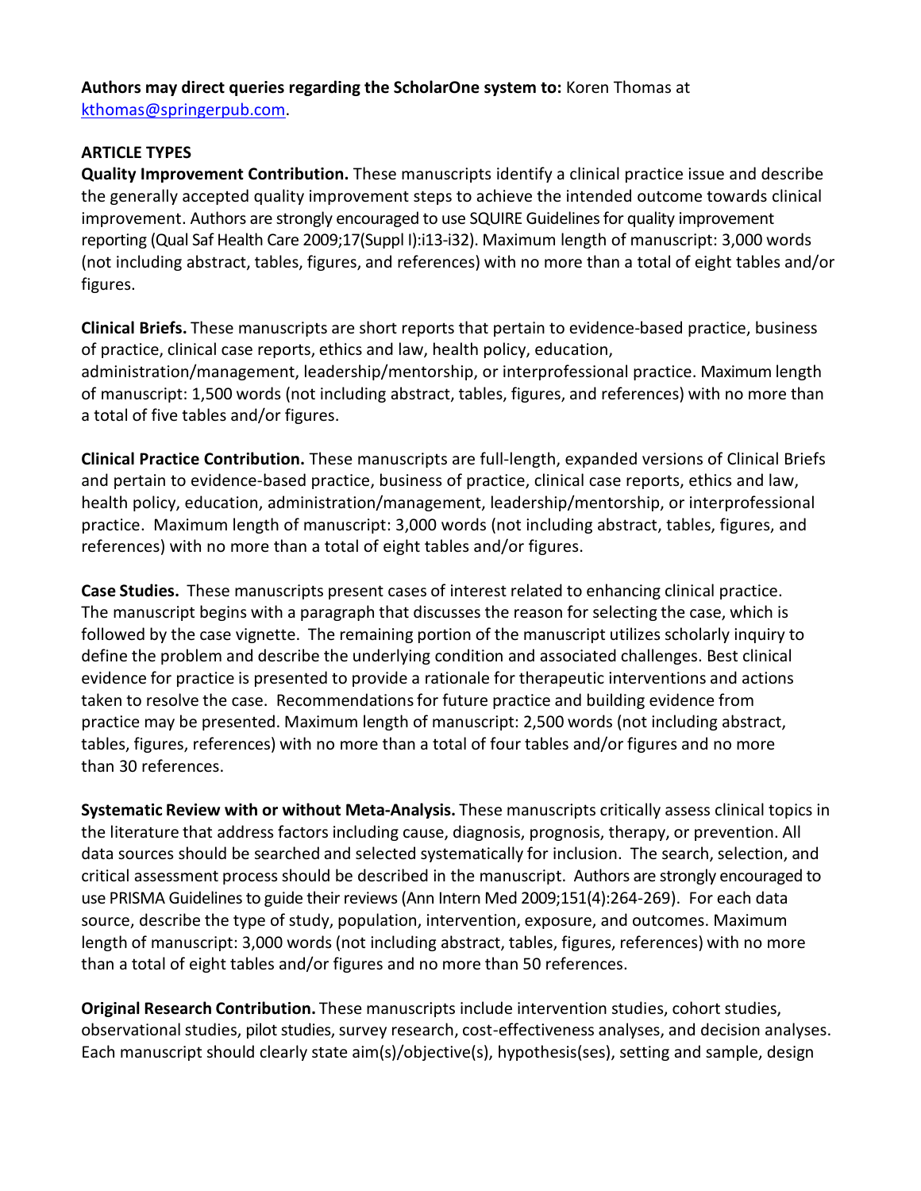**Authors may direct queries regarding the ScholarOne system to:** Koren Thomas at kthomas@springerpub.com.

**ARTICLE TYPES**

**Quality Improvement Contribution.** These manuscripts identify a clinical practice issue and describe the generally accepted quality improvement steps to achieve the intended outcome towards clinical improvement. Authors are strongly encouraged to use SQUIRE Guidelines for quality improvement reporting (Qual Saf Health Care 2009;17(Suppl I):i13-i32). Maximum length of manuscript: 3,000 words (not including abstract, tables, figures, and references) with no more than a total of eight tables and/or figures.

**Clinical Briefs.** These manuscripts are short reports that pertain to evidence-based practice, business of practice, clinical case reports, ethics and law, health policy, education, administration/management, leadership/mentorship, or interprofessional practice. Maximum length of manuscript: 1,500 words (not including abstract, tables, figures, and references) with no more than a total of five tables and/or figures.

**Clinical Practice Contribution.** These manuscripts are full-length, expanded versions of Clinical Briefs and pertain to evidence-based practice, business of practice, clinical case reports, ethics and law, health policy, education, administration/management, leadership/mentorship, or interprofessional practice. Maximum length of manuscript: 3,000 words (not including abstract, tables, figures, and references) with no more than a total of eight tables and/or figures.

**Case Studies.** These manuscripts present cases of interest related to enhancing clinical practice. The manuscript begins with a paragraph that discusses the reason for selecting the case, which is followed by the case vignette. The remaining portion of the manuscript utilizes scholarly inquiry to define the problem and describe the underlying condition and associated challenges. Best clinical evidence for practice is presented to provide a rationale for therapeutic interventions and actions taken to resolve the case. Recommendations for future practice and building evidence from practice may be presented. Maximum length of manuscript: 2,500 words (not including abstract, tables, figures, references) with no more than a total of four tables and/or figures and no more than 30 references.

**Systematic Review with or without Meta-Analysis.** These manuscripts critically assess clinical topics in the literature that address factors including cause, diagnosis, prognosis, therapy, or prevention. All data sources should be searched and selected systematically for inclusion. The search, selection, and critical assessment process should be described in the manuscript. Authors are strongly encouraged to use PRISMA Guidelines to guide their reviews (Ann Intern Med 2009;151(4):264-269). For each data source, describe the type of study, population, intervention, exposure, and outcomes. Maximum length of manuscript: 3,000 words (not including abstract, tables, figures, references) with no more than a total of eight tables and/or figures and no more than 50 references.

**Original Research Contribution.** These manuscripts include intervention studies, cohort studies, observational studies, pilot studies, survey research, cost-effectiveness analyses, and decision analyses. Each manuscript should clearly state aim(s)/objective(s), hypothesis(ses), setting and sample, design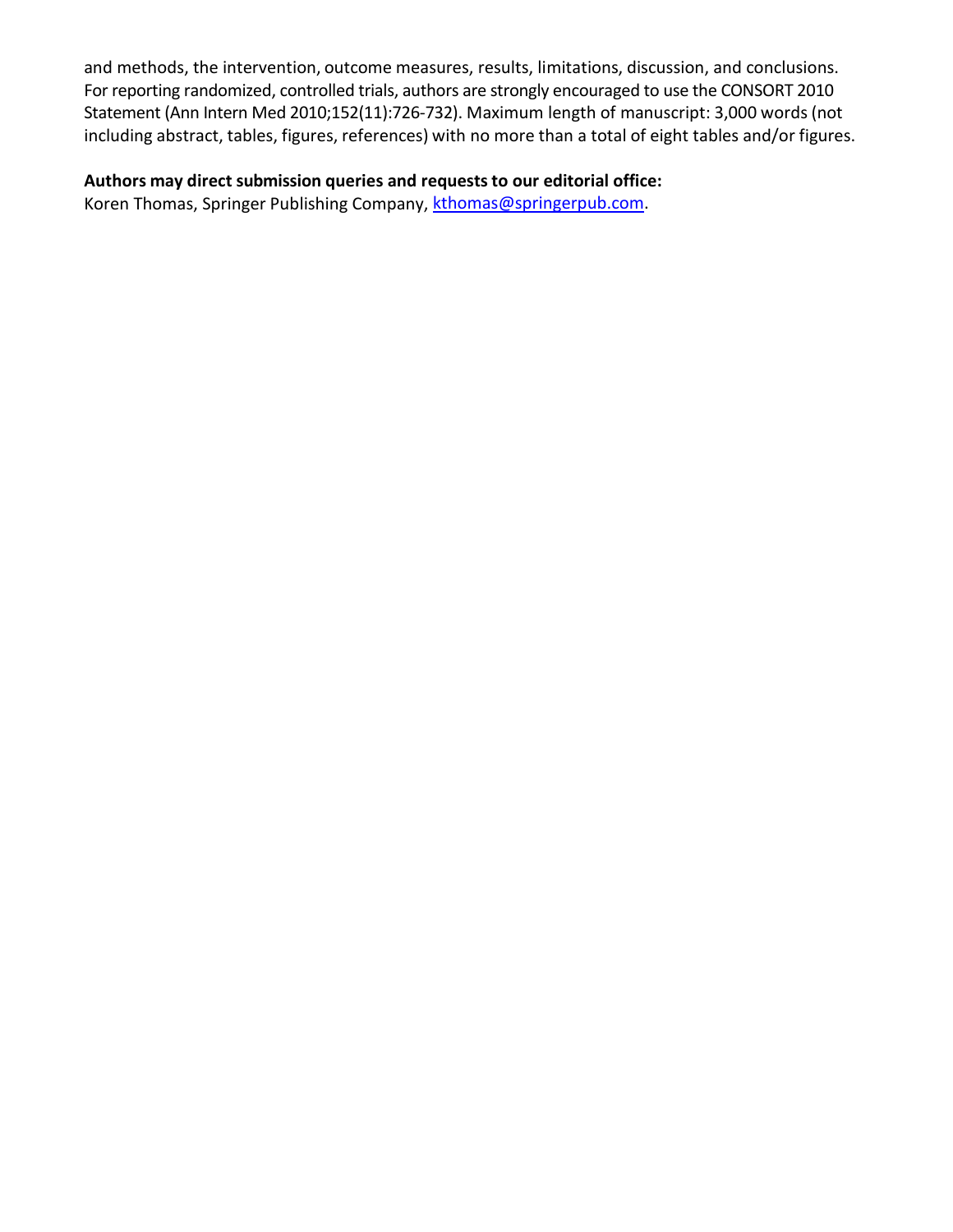and methods, the intervention, outcome measures, results, limitations, discussion, and conclusions. For reporting randomized, controlled trials, authors are strongly encouraged to use the CONSORT 2010 Statement (Ann Intern Med 2010;152(11):726-732). Maximum length of manuscript: 3,000 words (not including abstract, tables, figures, references) with no more than a total of eight tables and/or figures.

**Authors may direct submission queries and requests to our editorial office:**
Koren Thomas, Springer Publishing Company, kthomas@springerpub.com.